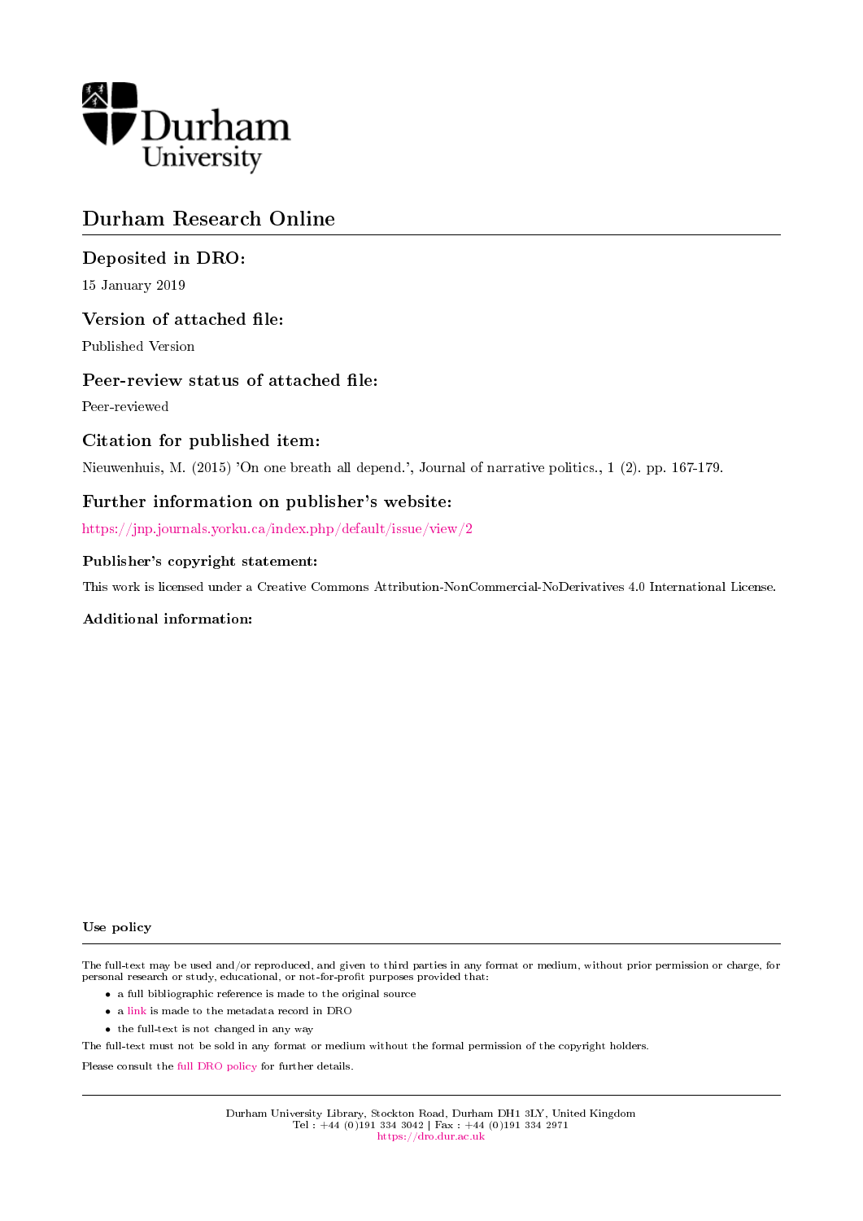Durham University

# Durham Research Online

## Deposited in DRO:

15 January 2019

## Version of attached file:

Published Version

## Peer-review status of attached file:

Peer-reviewed

## Citation for published item:

Nieuwenhuis, M. (2015) 'On one breath all depend.', Journal of narrative politics., 1 (2). pp. 167-179.

## Further information on publisher's website:

https://jnp.journals.yorku.ca/index.php/default/issue/view/2

### Publisher's copyright statement:

This work is licensed under a Creative Commons Attribution-NonCommercial-NoDerivatives 4.0 International License.

### Additional information:

### Use policy

The full-text may be used and/or reproduced, and given to third parties in any format or medium, without prior permission or charge, for personal research or study, educational, or not-for-profit purposes provided that:

- a full bibliographic reference is made to the original source
- a link is made to the metadata record in DRO
- the full-text is not changed in any way

The full-text must not be sold in any format or medium without the formal permission of the copyright holders.

Please consult the full DRO policy for further details.

Durham University Library, Stockton Road, Durham DH1 3LY, United Kingdom
Tel : +44 (0)191 334 3042 | Fax : +44 (0)191 334 2971
https://dro.dur.ac.uk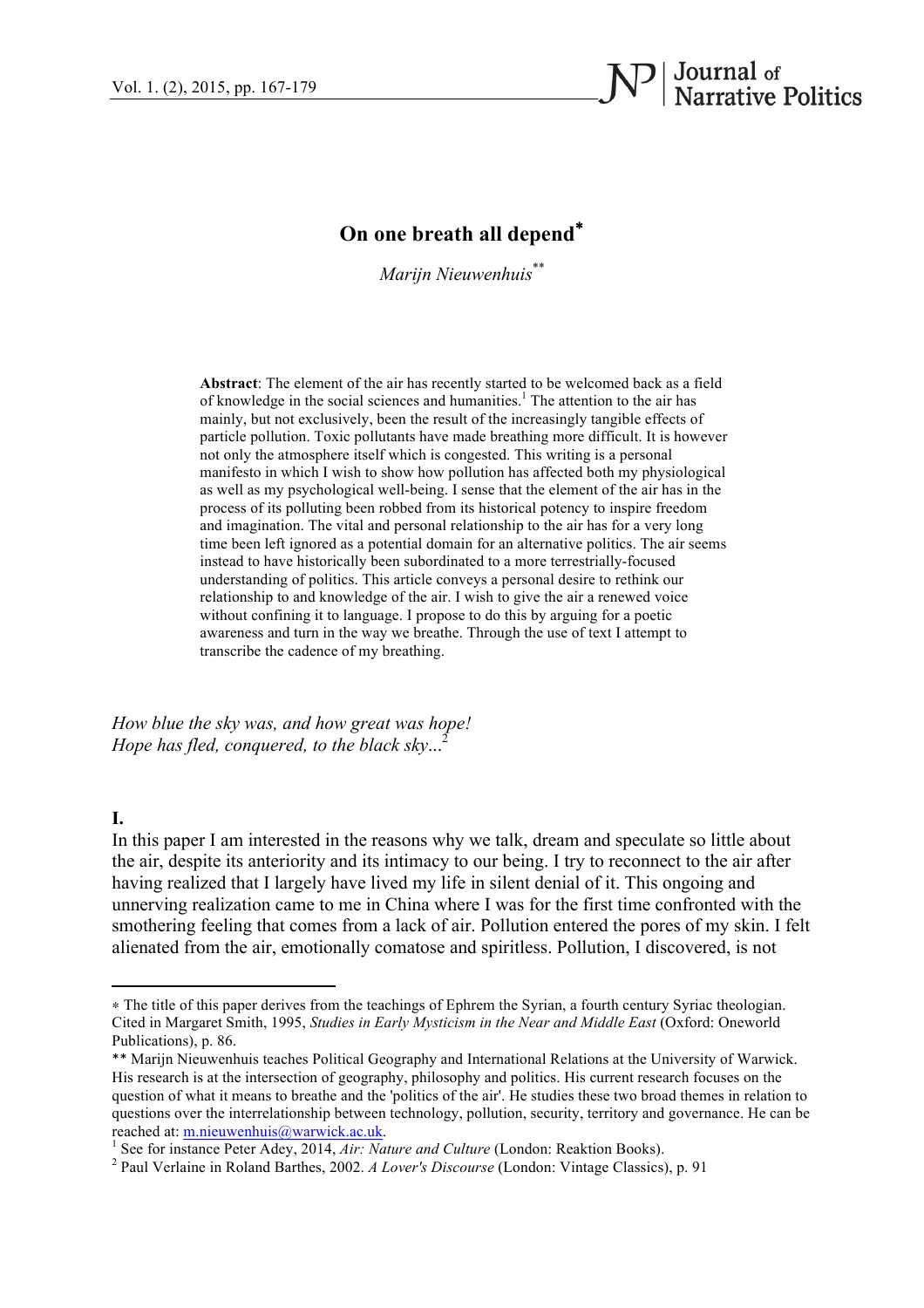# On one breath all depend*

*Marijn Nieuwenhuis***

**Abstract**: The element of the air has recently started to be welcomed back as a field of knowledge in the social sciences and humanities.[1] The attention to the air has mainly, but not exclusively, been the result of the increasingly tangible effects of particle pollution. Toxic pollutants have made breathing more difficult. It is however not only the atmosphere itself which is congested. This writing is a personal manifesto in which I wish to show how pollution has affected both my physiological as well as my psychological well-being. I sense that the element of the air has in the process of its polluting been robbed from its historical potency to inspire freedom and imagination. The vital and personal relationship to the air has for a very long time been left ignored as a potential domain for an alternative politics. The air seems instead to have historically been subordinated to a more terrestrially-focused understanding of politics. This article conveys a personal desire to rethink our relationship to and knowledge of the air. I wish to give the air a renewed voice without confining it to language. I propose to do this by arguing for a poetic awareness and turn in the way we breathe. Through the use of text I attempt to transcribe the cadence of my breathing.

*How blue the sky was, and how great was hope!*
*Hope has fled, conquered, to the black sky...*[2]

**I.**

In this paper I am interested in the reasons why we talk, dream and speculate so little about the air, despite its anteriority and its intimacy to our being. I try to reconnect to the air after having realized that I largely have lived my life in silent denial of it. This ongoing and unnerving realization came to me in China where I was for the first time confronted with the smothering feeling that comes from a lack of air. Pollution entered the pores of my skin. I felt alienated from the air, emotionally comatose and spiritless. Pollution, I discovered, is not

---

* The title of this paper derives from the teachings of Ephrem the Syrian, a fourth century Syriac theologian. Cited in Margaret Smith, 1995, *Studies in Early Mysticism in the Near and Middle East* (Oxford: Oneworld Publications), p. 86.

** Marijn Nieuwenhuis teaches Political Geography and International Relations at the University of Warwick. His research is at the intersection of geography, philosophy and politics. His current research focuses on the question of what it means to breathe and the 'politics of the air'. He studies these two broad themes in relation to questions over the interrelationship between technology, pollution, security, territory and governance. He can be reached at: m.nieuwenhuis@warwick.ac.uk.

[1] See for instance Peter Adey, 2014, *Air: Nature and Culture* (London: Reaktion Books).

[2] Paul Verlaine in Roland Barthes, 2002. *A Lover's Discourse* (London: Vintage Classics), p. 91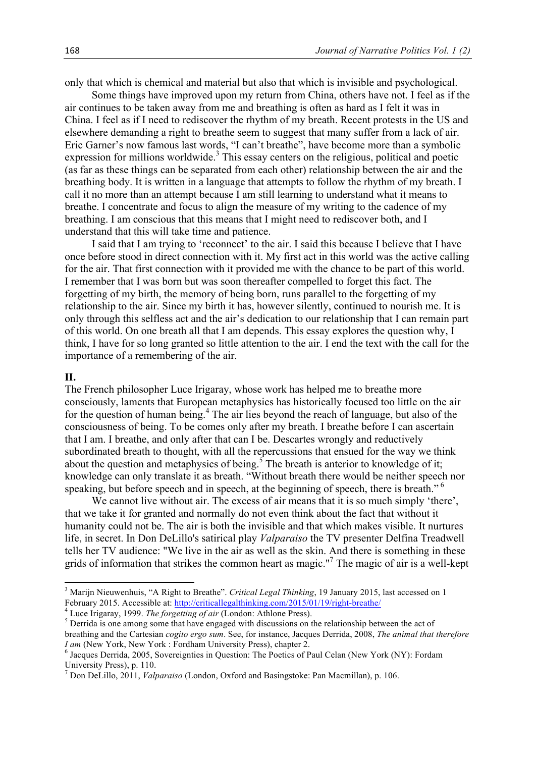only that which is chemical and material but also that which is invisible and psychological.

Some things have improved upon my return from China, others have not. I feel as if the air continues to be taken away from me and breathing is often as hard as I felt it was in China. I feel as if I need to rediscover the rhythm of my breath. Recent protests in the US and elsewhere demanding a right to breathe seem to suggest that many suffer from a lack of air. Eric Garner's now famous last words, "I can't breathe", have become more than a symbolic expression for millions worldwide.[3] This essay centers on the religious, political and poetic (as far as these things can be separated from each other) relationship between the air and the breathing body. It is written in a language that attempts to follow the rhythm of my breath. I call it no more than an attempt because I am still learning to understand what it means to breathe. I concentrate and focus to align the measure of my writing to the cadence of my breathing. I am conscious that this means that I might need to rediscover both, and I understand that this will take time and patience.

I said that I am trying to 'reconnect' to the air. I said this because I believe that I have once before stood in direct connection with it. My first act in this world was the active calling for the air. That first connection with it provided me with the chance to be part of this world. I remember that I was born but was soon thereafter compelled to forget this fact. The forgetting of my birth, the memory of being born, runs parallel to the forgetting of my relationship to the air. Since my birth it has, however silently, continued to nourish me. It is only through this selfless act and the air's dedication to our relationship that I can remain part of this world. On one breath all that I am depends. This essay explores the question why, I think, I have for so long granted so little attention to the air. I end the text with the call for the importance of a remembering of the air.

## II.

The French philosopher Luce Irigaray, whose work has helped me to breathe more consciously, laments that European metaphysics has historically focused too little on the air for the question of human being.[4] The air lies beyond the reach of language, but also of the consciousness of being. To be comes only after my breath. I breathe before I can ascertain that I am. I breathe, and only after that can I be. Descartes wrongly and reductively subordinated breath to thought, with all the repercussions that ensued for the way we think about the question and metaphysics of being.[5] The breath is anterior to knowledge of it; knowledge can only translate it as breath. "Without breath there would be neither speech nor speaking, but before speech and in speech, at the beginning of speech, there is breath."[6]

We cannot live without air. The excess of air means that it is so much simply 'there', that we take it for granted and normally do not even think about the fact that without it humanity could not be. The air is both the invisible and that which makes visible. It nurtures life, in secret. In Don DeLillo's satirical play *Valparaiso* the TV presenter Delfina Treadwell tells her TV audience: "We live in the air as well as the skin. And there is something in these grids of information that strikes the common heart as magic."[7] The magic of air is a well-kept

---

[3] Marijn Nieuwenhuis, "A Right to Breathe". *Critical Legal Thinking*, 19 January 2015, last accessed on 1 February 2015. Accessible at: http://criticallegalthinking.com/2015/01/19/right-breathe/

[4] Luce Irigaray, 1999. *The forgetting of air* (London: Athlone Press).

[5] Derrida is one among some that have engaged with discussions on the relationship between the act of breathing and the Cartesian *cogito ergo sum*. See, for instance, Jacques Derrida, 2008, *The animal that therefore I am* (New York, New York : Fordham University Press), chapter 2.

[6] Jacques Derrida, 2005, Sovereignties in Question: The Poetics of Paul Celan (New York (NY): Fordam University Press), p. 110.

[7] Don DeLillo, 2011, *Valparaiso* (London, Oxford and Basingstoke: Pan Macmillan), p. 106.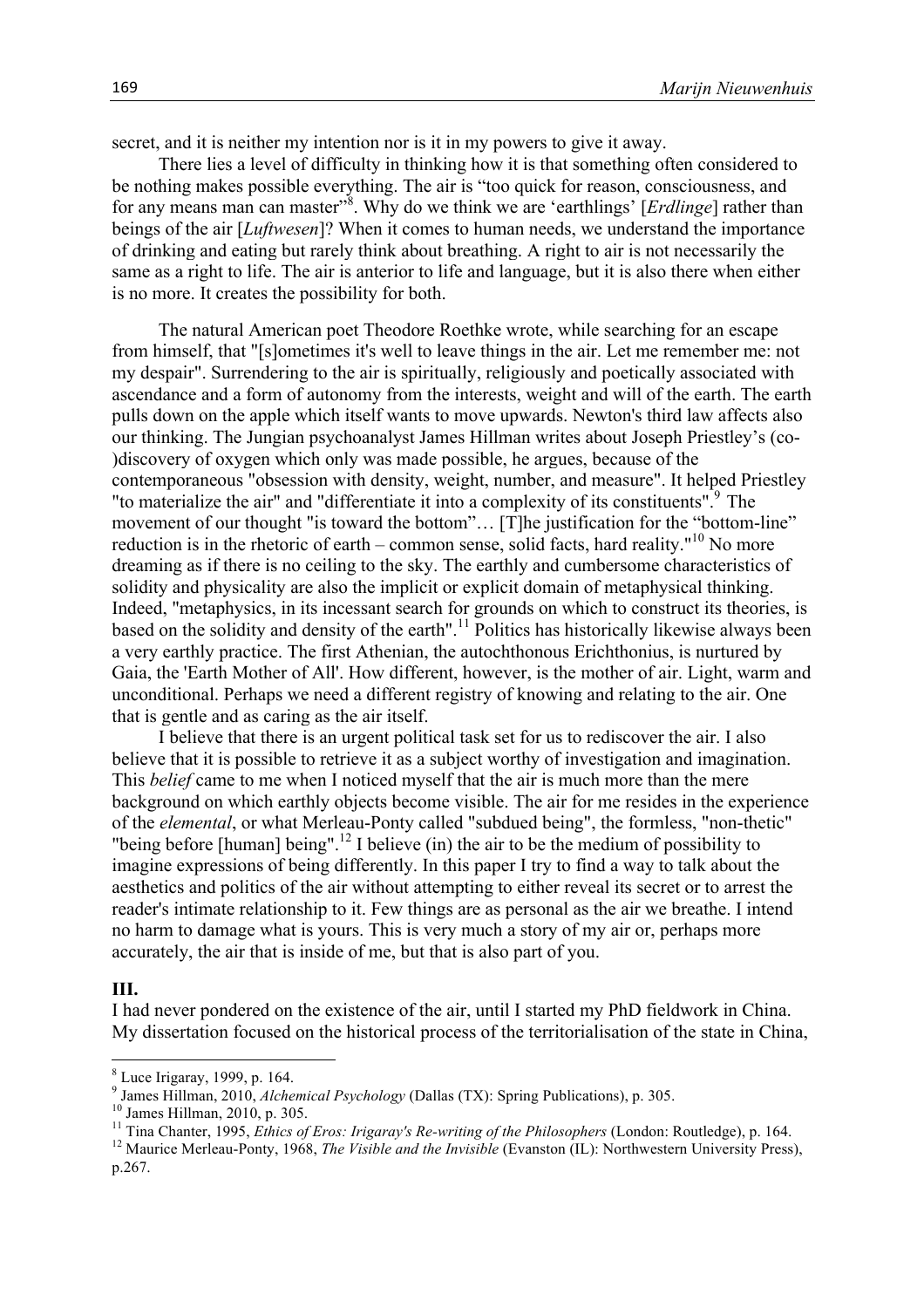secret, and it is neither my intention nor is it in my powers to give it away.

There lies a level of difficulty in thinking how it is that something often considered to be nothing makes possible everything. The air is "too quick for reason, consciousness, and for any means man can master"[8]. Why do we think we are 'earthlings' [*Erdlinge*] rather than beings of the air [*Luftwesen*]? When it comes to human needs, we understand the importance of drinking and eating but rarely think about breathing. A right to air is not necessarily the same as a right to life. The air is anterior to life and language, but it is also there when either is no more. It creates the possibility for both.

The natural American poet Theodore Roethke wrote, while searching for an escape from himself, that "[s]ometimes it's well to leave things in the air. Let me remember me: not my despair". Surrendering to the air is spiritually, religiously and poetically associated with ascendance and a form of autonomy from the interests, weight and will of the earth. The earth pulls down on the apple which itself wants to move upwards. Newton's third law affects also our thinking. The Jungian psychoanalyst James Hillman writes about Joseph Priestley's (co-)discovery of oxygen which only was made possible, he argues, because of the contemporaneous "obsession with density, weight, number, and measure". It helped Priestley "to materialize the air" and "differentiate it into a complexity of its constituents".[9] The movement of our thought "is toward the bottom"… [T]he justification for the "bottom-line" reduction is in the rhetoric of earth – common sense, solid facts, hard reality."[10] No more dreaming as if there is no ceiling to the sky. The earthly and cumbersome characteristics of solidity and physicality are also the implicit or explicit domain of metaphysical thinking. Indeed, "metaphysics, in its incessant search for grounds on which to construct its theories, is based on the solidity and density of the earth".[11] Politics has historically likewise always been a very earthly practice. The first Athenian, the autochthonous Erichthonius, is nurtured by Gaia, the 'Earth Mother of All'. How different, however, is the mother of air. Light, warm and unconditional. Perhaps we need a different registry of knowing and relating to the air. One that is gentle and as caring as the air itself.

I believe that there is an urgent political task set for us to rediscover the air. I also believe that it is possible to retrieve it as a subject worthy of investigation and imagination. This *belief* came to me when I noticed myself that the air is much more than the mere background on which earthly objects become visible. The air for me resides in the experience of the *elemental*, or what Merleau-Ponty called "subdued being", the formless, "non-thetic" "being before [human] being".[12] I believe (in) the air to be the medium of possibility to imagine expressions of being differently. In this paper I try to find a way to talk about the aesthetics and politics of the air without attempting to either reveal its secret or to arrest the reader's intimate relationship to it. Few things are as personal as the air we breathe. I intend no harm to damage what is yours. This is very much a story of my air or, perhaps more accurately, the air that is inside of me, but that is also part of you.

## III.

I had never pondered on the existence of the air, until I started my PhD fieldwork in China. My dissertation focused on the historical process of the territorialisation of the state in China,

---

[8] Luce Irigaray, 1999, p. 164.

[9] James Hillman, 2010, *Alchemical Psychology* (Dallas (TX): Spring Publications), p. 305.

[10] James Hillman, 2010, p. 305.

[11] Tina Chanter, 1995, *Ethics of Eros: Irigaray's Re-writing of the Philosophers* (London: Routledge), p. 164.

[12] Maurice Merleau-Ponty, 1968, *The Visible and the Invisible* (Evanston (IL): Northwestern University Press), p.267.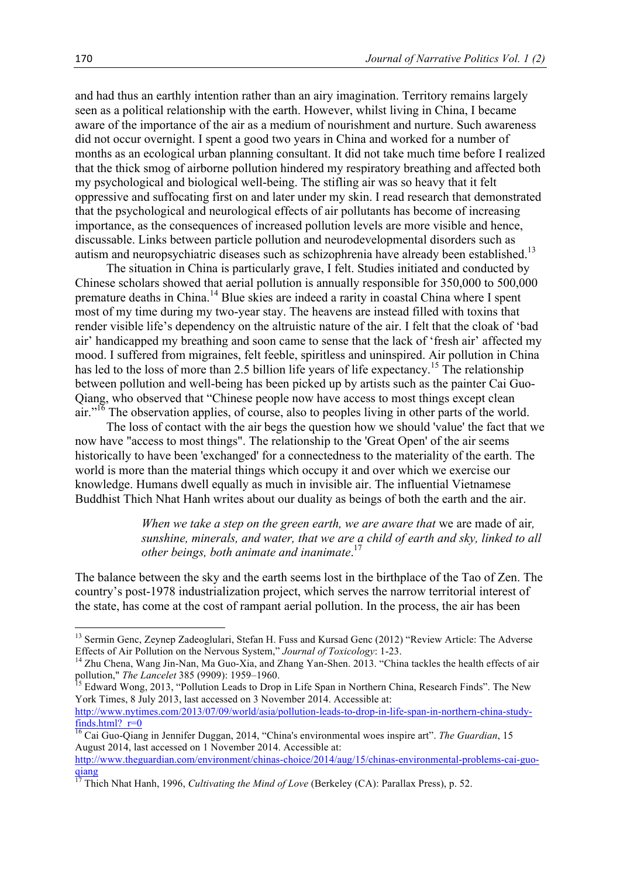and had thus an earthly intention rather than an airy imagination. Territory remains largely seen as a political relationship with the earth. However, whilst living in China, I became aware of the importance of the air as a medium of nourishment and nurture. Such awareness did not occur overnight. I spent a good two years in China and worked for a number of months as an ecological urban planning consultant. It did not take much time before I realized that the thick smog of airborne pollution hindered my respiratory breathing and affected both my psychological and biological well-being. The stifling air was so heavy that it felt oppressive and suffocating first on and later under my skin. I read research that demonstrated that the psychological and neurological effects of air pollutants has become of increasing importance, as the consequences of increased pollution levels are more visible and hence, discussable. Links between particle pollution and neurodevelopmental disorders such as autism and neuropsychiatric diseases such as schizophrenia have already been established.[13]

The situation in China is particularly grave, I felt. Studies initiated and conducted by Chinese scholars showed that aerial pollution is annually responsible for 350,000 to 500,000 premature deaths in China.[14] Blue skies are indeed a rarity in coastal China where I spent most of my time during my two-year stay. The heavens are instead filled with toxins that render visible life's dependency on the altruistic nature of the air. I felt that the cloak of 'bad air' handicapped my breathing and soon came to sense that the lack of 'fresh air' affected my mood. I suffered from migraines, felt feeble, spiritless and uninspired. Air pollution in China has led to the loss of more than 2.5 billion life years of life expectancy.[15] The relationship between pollution and well-being has been picked up by artists such as the painter Cai Guo-Qiang, who observed that "Chinese people now have access to most things except clean air."[16] The observation applies, of course, also to peoples living in other parts of the world.

The loss of contact with the air begs the question how we should 'value' the fact that we now have "access to most things". The relationship to the 'Great Open' of the air seems historically to have been 'exchanged' for a connectedness to the materiality of the earth. The world is more than the material things which occupy it and over which we exercise our knowledge. Humans dwell equally as much in invisible air. The influential Vietnamese Buddhist Thich Nhat Hanh writes about our duality as beings of both the earth and the air.

> *When we take a step on the green earth, we are aware that* we are made of air*, sunshine, minerals, and water, that we are a child of earth and sky, linked to all other beings, both animate and inanimate*.[17]

The balance between the sky and the earth seems lost in the birthplace of the Tao of Zen. The country's post-1978 industrialization project, which serves the narrow territorial interest of the state, has come at the cost of rampant aerial pollution. In the process, the air has been

---

[13] Sermin Genc, Zeynep Zadeoglulari, Stefan H. Fuss and Kursad Genc (2012) "Review Article: The Adverse Effects of Air Pollution on the Nervous System," *Journal of Toxicology*: 1-23.

[14] Zhu Chena, Wang Jin-Nan, Ma Guo-Xia, and Zhang Yan-Shen. 2013. "China tackles the health effects of air pollution," *The Lancelet* 385 (9909): 1959–1960.

[15] Edward Wong, 2013, "Pollution Leads to Drop in Life Span in Northern China, Research Finds". The New York Times, 8 July 2013, last accessed on 3 November 2014. Accessible at: http://www.nytimes.com/2013/07/09/world/asia/pollution-leads-to-drop-in-life-span-in-northern-china-study-finds.html?_r=0

[16] Cai Guo-Qiang in Jennifer Duggan, 2014, "China's environmental woes inspire art". *The Guardian*, 15 August 2014, last accessed on 1 November 2014. Accessible at: http://www.theguardian.com/environment/chinas-choice/2014/aug/15/chinas-environmental-problems-cai-guo-qiang

[17] Thich Nhat Hanh, 1996, *Cultivating the Mind of Love* (Berkeley (CA): Parallax Press), p. 52.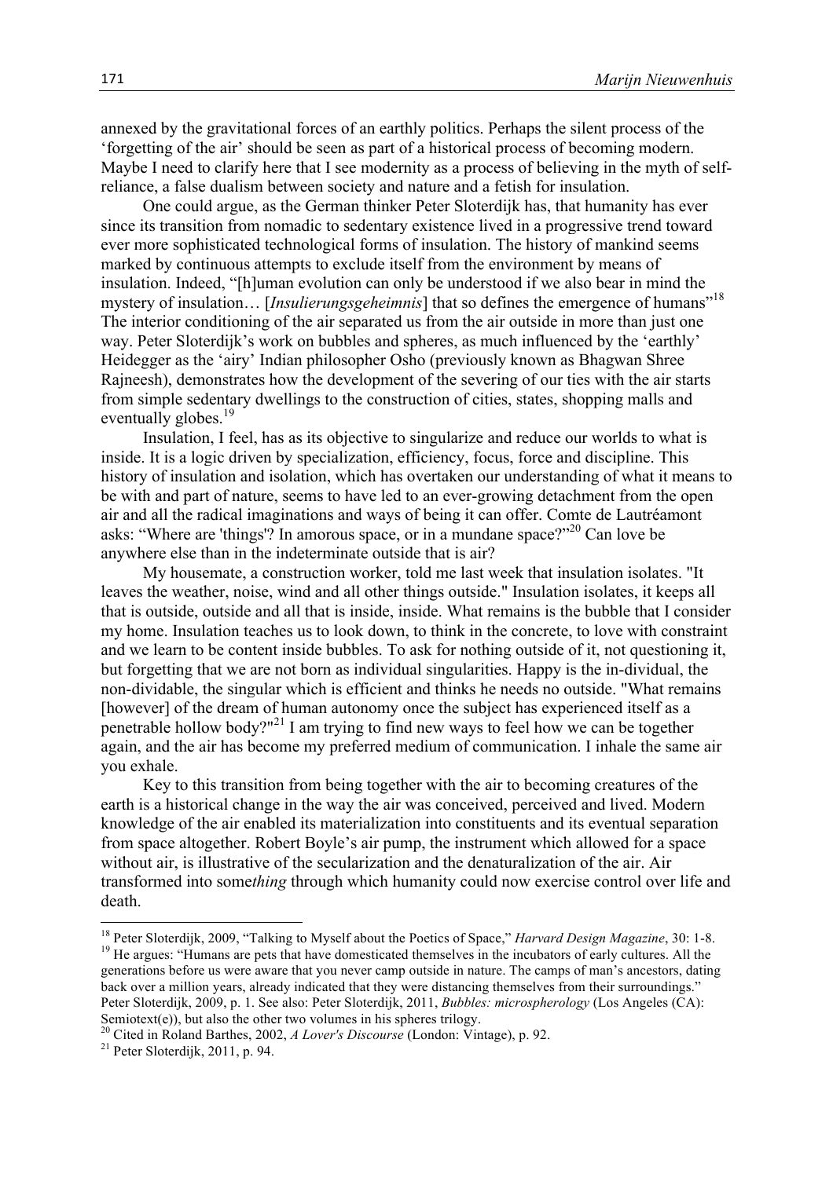annexed by the gravitational forces of an earthly politics. Perhaps the silent process of the 'forgetting of the air' should be seen as part of a historical process of becoming modern. Maybe I need to clarify here that I see modernity as a process of believing in the myth of self-reliance, a false dualism between society and nature and a fetish for insulation.

One could argue, as the German thinker Peter Sloterdijk has, that humanity has ever since its transition from nomadic to sedentary existence lived in a progressive trend toward ever more sophisticated technological forms of insulation. The history of mankind seems marked by continuous attempts to exclude itself from the environment by means of insulation. Indeed, "[h]uman evolution can only be understood if we also bear in mind the mystery of insulation… [*Insulierungsgeheimnis*] that so defines the emergence of humans"[18] The interior conditioning of the air separated us from the air outside in more than just one way. Peter Sloterdijk's work on bubbles and spheres, as much influenced by the 'earthly' Heidegger as the 'airy' Indian philosopher Osho (previously known as Bhagwan Shree Rajneesh), demonstrates how the development of the severing of our ties with the air starts from simple sedentary dwellings to the construction of cities, states, shopping malls and eventually globes.[19]

Insulation, I feel, has as its objective to singularize and reduce our worlds to what is inside. It is a logic driven by specialization, efficiency, focus, force and discipline. This history of insulation and isolation, which has overtaken our understanding of what it means to be with and part of nature, seems to have led to an ever-growing detachment from the open air and all the radical imaginations and ways of being it can offer. Comte de Lautréamont asks: "Where are 'things'? In amorous space, or in a mundane space?"[20] Can love be anywhere else than in the indeterminate outside that is air?

My housemate, a construction worker, told me last week that insulation isolates. "It leaves the weather, noise, wind and all other things outside." Insulation isolates, it keeps all that is outside, outside and all that is inside, inside. What remains is the bubble that I consider my home. Insulation teaches us to look down, to think in the concrete, to love with constraint and we learn to be content inside bubbles. To ask for nothing outside of it, not questioning it, but forgetting that we are not born as individual singularities. Happy is the in-dividual, the non-dividable, the singular which is efficient and thinks he needs no outside. "What remains [however] of the dream of human autonomy once the subject has experienced itself as a penetrable hollow body?"[21] I am trying to find new ways to feel how we can be together again, and the air has become my preferred medium of communication. I inhale the same air you exhale.

Key to this transition from being together with the air to becoming creatures of the earth is a historical change in the way the air was conceived, perceived and lived. Modern knowledge of the air enabled its materialization into constituents and its eventual separation from space altogether. Robert Boyle's air pump, the instrument which allowed for a space without air, is illustrative of the secularization and the denaturalization of the air. Air transformed into some*thing* through which humanity could now exercise control over life and death.

---

[18] Peter Sloterdijk, 2009, "Talking to Myself about the Poetics of Space," *Harvard Design Magazine*, 30: 1-8.

[19] He argues: "Humans are pets that have domesticated themselves in the incubators of early cultures. All the generations before us were aware that you never camp outside in nature. The camps of man's ancestors, dating back over a million years, already indicated that they were distancing themselves from their surroundings." Peter Sloterdijk, 2009, p. 1. See also: Peter Sloterdijk, 2011, *Bubbles: microspherology* (Los Angeles (CA): Semiotext(e)), but also the other two volumes in his spheres trilogy.

[20] Cited in Roland Barthes, 2002, *A Lover's Discourse* (London: Vintage), p. 92.

[21] Peter Sloterdijk, 2011, p. 94.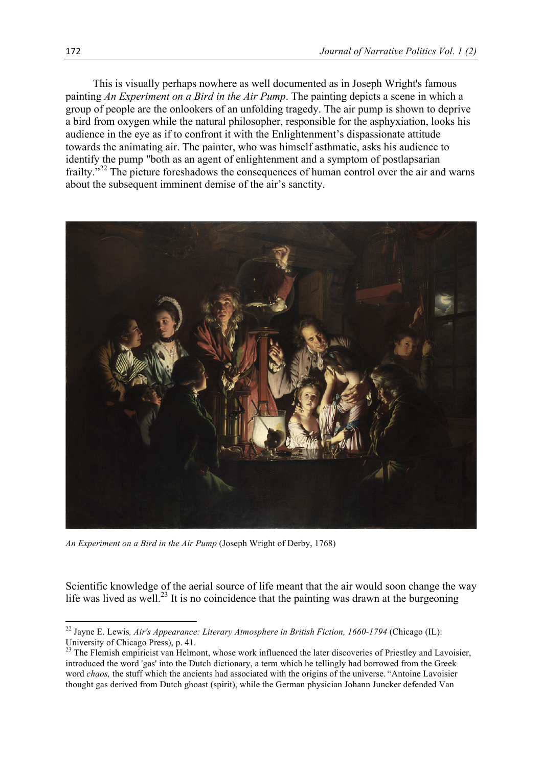This is visually perhaps nowhere as well documented as in Joseph Wright's famous painting *An Experiment on a Bird in the Air Pump*. The painting depicts a scene in which a group of people are the onlookers of an unfolding tragedy. The air pump is shown to deprive a bird from oxygen while the natural philosopher, responsible for the asphyxiation, looks his audience in the eye as if to confront it with the Enlightenment's dispassionate attitude towards the animating air. The painter, who was himself asthmatic, asks his audience to identify the pump "both as an agent of enlightenment and a symptom of postlapsarian frailty."[22] The picture foreshadows the consequences of human control over the air and warns about the subsequent imminent demise of the air's sanctity.

*An Experiment on a Bird in the Air Pump* (Joseph Wright of Derby, 1768)

Scientific knowledge of the aerial source of life meant that the air would soon change the way life was lived as well.[23] It is no coincidence that the painting was drawn at the burgeoning

---

[22] Jayne E. Lewis, *Air's Appearance: Literary Atmosphere in British Fiction, 1660-1794* (Chicago (IL): University of Chicago Press), p. 41.

[23] The Flemish empiricist van Helmont, whose work influenced the later discoveries of Priestley and Lavoisier, introduced the word 'gas' into the Dutch dictionary, a term which he tellingly had borrowed from the Greek word *chaos,* the stuff which the ancients had associated with the origins of the universe. "Antoine Lavoisier thought gas derived from Dutch ghoast (spirit), while the German physician Johann Juncker defended Van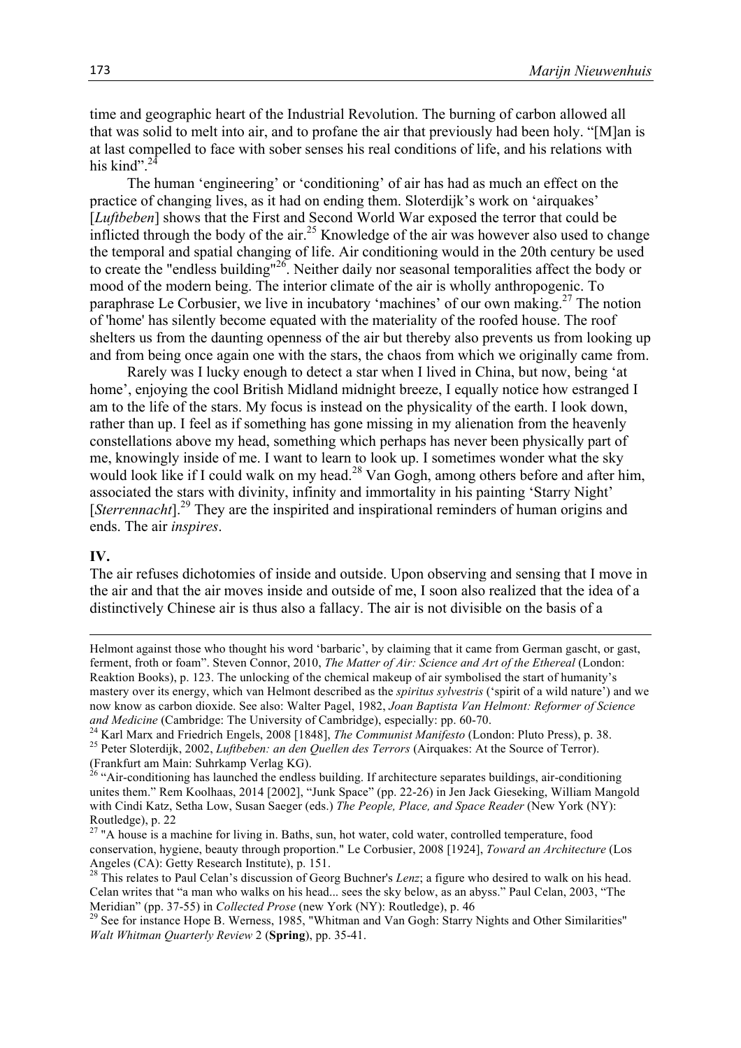time and geographic heart of the Industrial Revolution. The burning of carbon allowed all that was solid to melt into air, and to profane the air that previously had been holy. "[M]an is at last compelled to face with sober senses his real conditions of life, and his relations with his kind".[24]

The human 'engineering' or 'conditioning' of air has had as much an effect on the practice of changing lives, as it had on ending them. Sloterdijk's work on 'airquakes' [*Luftbeben*] shows that the First and Second World War exposed the terror that could be inflicted through the body of the air.[25] Knowledge of the air was however also used to change the temporal and spatial changing of life. Air conditioning would in the 20th century be used to create the "endless building"[26]. Neither daily nor seasonal temporalities affect the body or mood of the modern being. The interior climate of the air is wholly anthropogenic. To paraphrase Le Corbusier, we live in incubatory 'machines' of our own making.[27] The notion of 'home' has silently become equated with the materiality of the roofed house. The roof shelters us from the daunting openness of the air but thereby also prevents us from looking up and from being once again one with the stars, the chaos from which we originally came from.

Rarely was I lucky enough to detect a star when I lived in China, but now, being 'at home', enjoying the cool British Midland midnight breeze, I equally notice how estranged I am to the life of the stars. My focus is instead on the physicality of the earth. I look down, rather than up. I feel as if something has gone missing in my alienation from the heavenly constellations above my head, something which perhaps has never been physically part of me, knowingly inside of me. I want to learn to look up. I sometimes wonder what the sky would look like if I could walk on my head.[28] Van Gogh, among others before and after him, associated the stars with divinity, infinity and immortality in his painting 'Starry Night' [*Sterrennacht*].[29] They are the inspirited and inspirational reminders of human origins and ends. The air *inspires*.

**IV.**

The air refuses dichotomies of inside and outside. Upon observing and sensing that I move in the air and that the air moves inside and outside of me, I soon also realized that the idea of a distinctively Chinese air is thus also a fallacy. The air is not divisible on the basis of a

---

Helmont against those who thought his word 'barbaric', by claiming that it came from German gascht, or gast, ferment, froth or foam". Steven Connor, 2010, *The Matter of Air: Science and Art of the Ethereal* (London: Reaktion Books), p. 123. The unlocking of the chemical makeup of air symbolised the start of humanity's mastery over its energy, which van Helmont described as the *spiritus sylvestris* ('spirit of a wild nature') and we now know as carbon dioxide. See also: Walter Pagel, 1982, *Joan Baptista Van Helmont: Reformer of Science and Medicine* (Cambridge: The University of Cambridge), especially: pp. 60-70.

[24] Karl Marx and Friedrich Engels, 2008 [1848], *The Communist Manifesto* (London: Pluto Press), p. 38.

[25] Peter Sloterdijk, 2002, *Luftbeben: an den Quellen des Terrors* (Airquakes: At the Source of Terror). (Frankfurt am Main: Suhrkamp Verlag KG).

[26] "Air-conditioning has launched the endless building. If architecture separates buildings, air-conditioning unites them." Rem Koolhaas, 2014 [2002], "Junk Space" (pp. 22-26) in Jen Jack Gieseking, William Mangold with Cindi Katz, Setha Low, Susan Saeger (eds.) *The People, Place, and Space Reader* (New York (NY): Routledge), p. 22

[27] "A house is a machine for living in. Baths, sun, hot water, cold water, controlled temperature, food conservation, hygiene, beauty through proportion." Le Corbusier, 2008 [1924], *Toward an Architecture* (Los Angeles (CA): Getty Research Institute), p. 151.

[28] This relates to Paul Celan's discussion of Georg Buchner's *Lenz*; a figure who desired to walk on his head. Celan writes that "a man who walks on his head... sees the sky below, as an abyss." Paul Celan, 2003, "The Meridian" (pp. 37-55) in *Collected Prose* (new York (NY): Routledge), p. 46

[29] See for instance Hope B. Werness, 1985, "Whitman and Van Gogh: Starry Nights and Other Similarities" *Walt Whitman Quarterly Review* 2 (**Spring**), pp. 35-41.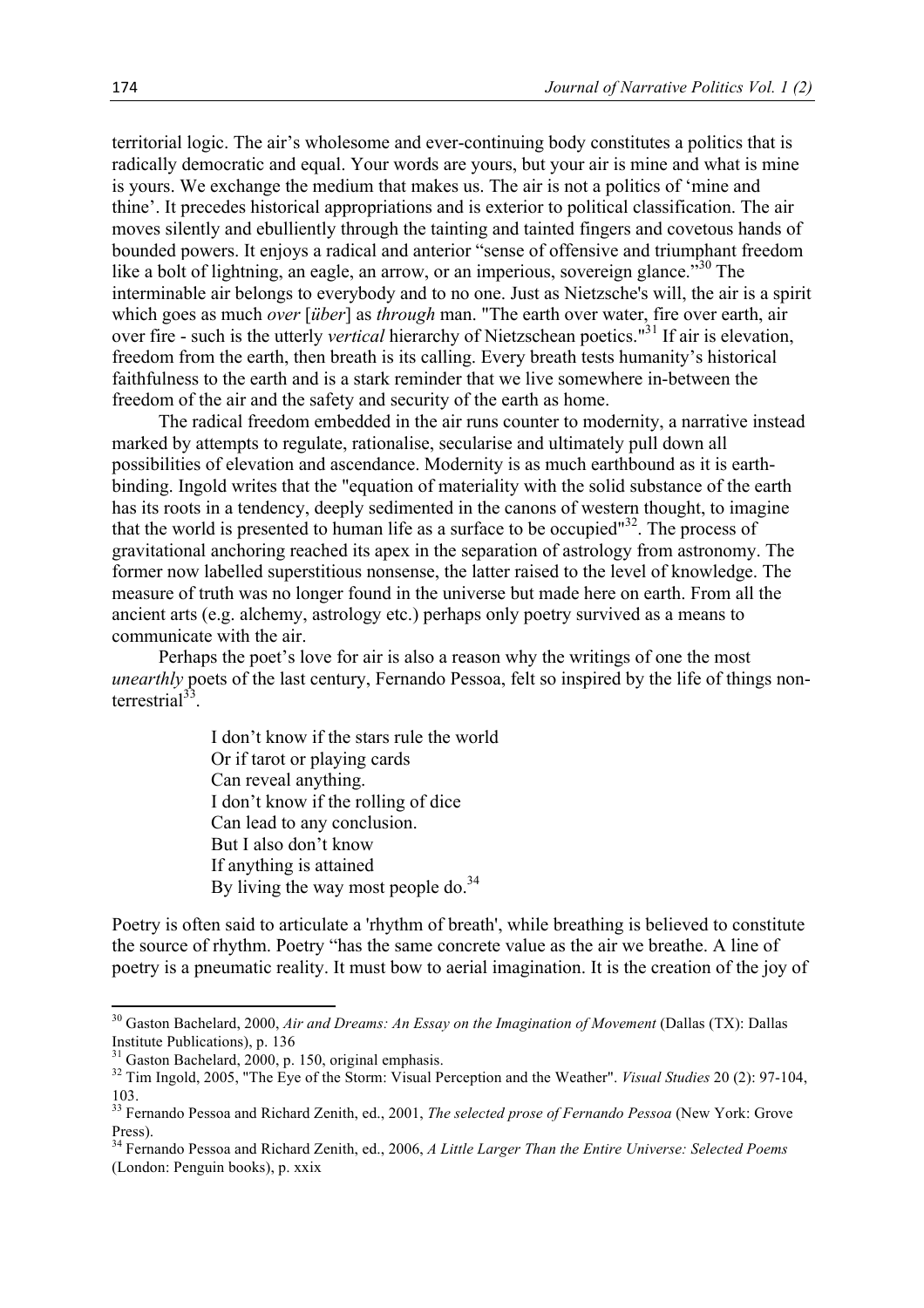territorial logic. The air's wholesome and ever-continuing body constitutes a politics that is radically democratic and equal. Your words are yours, but your air is mine and what is mine is yours. We exchange the medium that makes us. The air is not a politics of 'mine and thine'. It precedes historical appropriations and is exterior to political classification. The air moves silently and ebulliently through the tainting and tainted fingers and covetous hands of bounded powers. It enjoys a radical and anterior "sense of offensive and triumphant freedom like a bolt of lightning, an eagle, an arrow, or an imperious, sovereign glance."[30] The interminable air belongs to everybody and to no one. Just as Nietzsche's will, the air is a spirit which goes as much *over* [*über*] as *through* man. "The earth over water, fire over earth, air over fire - such is the utterly *vertical* hierarchy of Nietzschean poetics."[31] If air is elevation, freedom from the earth, then breath is its calling. Every breath tests humanity's historical faithfulness to the earth and is a stark reminder that we live somewhere in-between the freedom of the air and the safety and security of the earth as home.

The radical freedom embedded in the air runs counter to modernity, a narrative instead marked by attempts to regulate, rationalise, secularise and ultimately pull down all possibilities of elevation and ascendance. Modernity is as much earthbound as it is earth-binding. Ingold writes that the "equation of materiality with the solid substance of the earth has its roots in a tendency, deeply sedimented in the canons of western thought, to imagine that the world is presented to human life as a surface to be occupied"[32]. The process of gravitational anchoring reached its apex in the separation of astrology from astronomy. The former now labelled superstitious nonsense, the latter raised to the level of knowledge. The measure of truth was no longer found in the universe but made here on earth. From all the ancient arts (e.g. alchemy, astrology etc.) perhaps only poetry survived as a means to communicate with the air.

Perhaps the poet's love for air is also a reason why the writings of one the most *unearthly* poets of the last century, Fernando Pessoa, felt so inspired by the life of things non-terrestrial[33].

> I don't know if the stars rule the world
> Or if tarot or playing cards
> Can reveal anything.
> I don't know if the rolling of dice
> Can lead to any conclusion.
> But I also don't know
> If anything is attained
> By living the way most people do.[34]

Poetry is often said to articulate a 'rhythm of breath', while breathing is believed to constitute the source of rhythm. Poetry "has the same concrete value as the air we breathe. A line of poetry is a pneumatic reality. It must bow to aerial imagination. It is the creation of the joy of

---

[30] Gaston Bachelard, 2000, *Air and Dreams: An Essay on the Imagination of Movement* (Dallas (TX): Dallas Institute Publications), p. 136

[31] Gaston Bachelard, 2000, p. 150, original emphasis.

[32] Tim Ingold, 2005, "The Eye of the Storm: Visual Perception and the Weather". *Visual Studies* 20 (2): 97-104, 103.

[33] Fernando Pessoa and Richard Zenith, ed., 2001, *The selected prose of Fernando Pessoa* (New York: Grove Press).

[34] Fernando Pessoa and Richard Zenith, ed., 2006, *A Little Larger Than the Entire Universe: Selected Poems* (London: Penguin books), p. xxix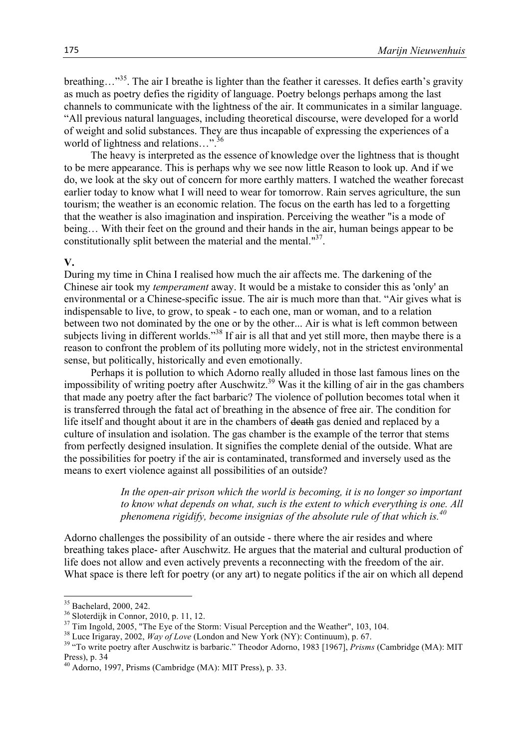breathing…"[35]. The air I breathe is lighter than the feather it caresses. It defies earth's gravity as much as poetry defies the rigidity of language. Poetry belongs perhaps among the last channels to communicate with the lightness of the air. It communicates in a similar language. "All previous natural languages, including theoretical discourse, were developed for a world of weight and solid substances. They are thus incapable of expressing the experiences of a world of lightness and relations…".[36]

The heavy is interpreted as the essence of knowledge over the lightness that is thought to be mere appearance. This is perhaps why we see now little Reason to look up. And if we do, we look at the sky out of concern for more earthly matters. I watched the weather forecast earlier today to know what I will need to wear for tomorrow. Rain serves agriculture, the sun tourism; the weather is an economic relation. The focus on the earth has led to a forgetting that the weather is also imagination and inspiration. Perceiving the weather "is a mode of being… With their feet on the ground and their hands in the air, human beings appear to be constitutionally split between the material and the mental."[37].

**V.**

During my time in China I realised how much the air affects me. The darkening of the Chinese air took my *temperament* away. It would be a mistake to consider this as 'only' an environmental or a Chinese-specific issue. The air is much more than that. "Air gives what is indispensable to live, to grow, to speak - to each one, man or woman, and to a relation between two not dominated by the one or by the other... Air is what is left common between subjects living in different worlds."[38] If air is all that and yet still more, then maybe there is a reason to confront the problem of its polluting more widely, not in the strictest environmental sense, but politically, historically and even emotionally.

Perhaps it is pollution to which Adorno really alluded in those last famous lines on the impossibility of writing poetry after Auschwitz.[39] Was it the killing of air in the gas chambers that made any poetry after the fact barbaric? The violence of pollution becomes total when it is transferred through the fatal act of breathing in the absence of free air. The condition for life itself and thought about it are in the chambers of ~~death~~ gas denied and replaced by a culture of insulation and isolation. The gas chamber is the example of the terror that stems from perfectly designed insulation. It signifies the complete denial of the outside. What are the possibilities for poetry if the air is contaminated, transformed and inversely used as the means to exert violence against all possibilities of an outside?

> *In the open-air prison which the world is becoming, it is no longer so important to know what depends on what, such is the extent to which everything is one. All phenomena rigidify, become insignias of the absolute rule of that which is.*[40]

Adorno challenges the possibility of an outside - there where the air resides and where breathing takes place- after Auschwitz. He argues that the material and cultural production of life does not allow and even actively prevents a reconnecting with the freedom of the air. What space is there left for poetry (or any art) to negate politics if the air on which all depend

---

[35] Bachelard, 2000, 242.

[36] Sloterdijk in Connor, 2010, p. 11, 12.

[37] Tim Ingold, 2005, "The Eye of the Storm: Visual Perception and the Weather", 103, 104.

[38] Luce Irigaray, 2002, *Way of Love* (London and New York (NY): Continuum), p. 67.

[39] "To write poetry after Auschwitz is barbaric." Theodor Adorno, 1983 [1967], *Prisms* (Cambridge (MA): MIT Press), p. 34

[40] Adorno, 1997, Prisms (Cambridge (MA): MIT Press), p. 33.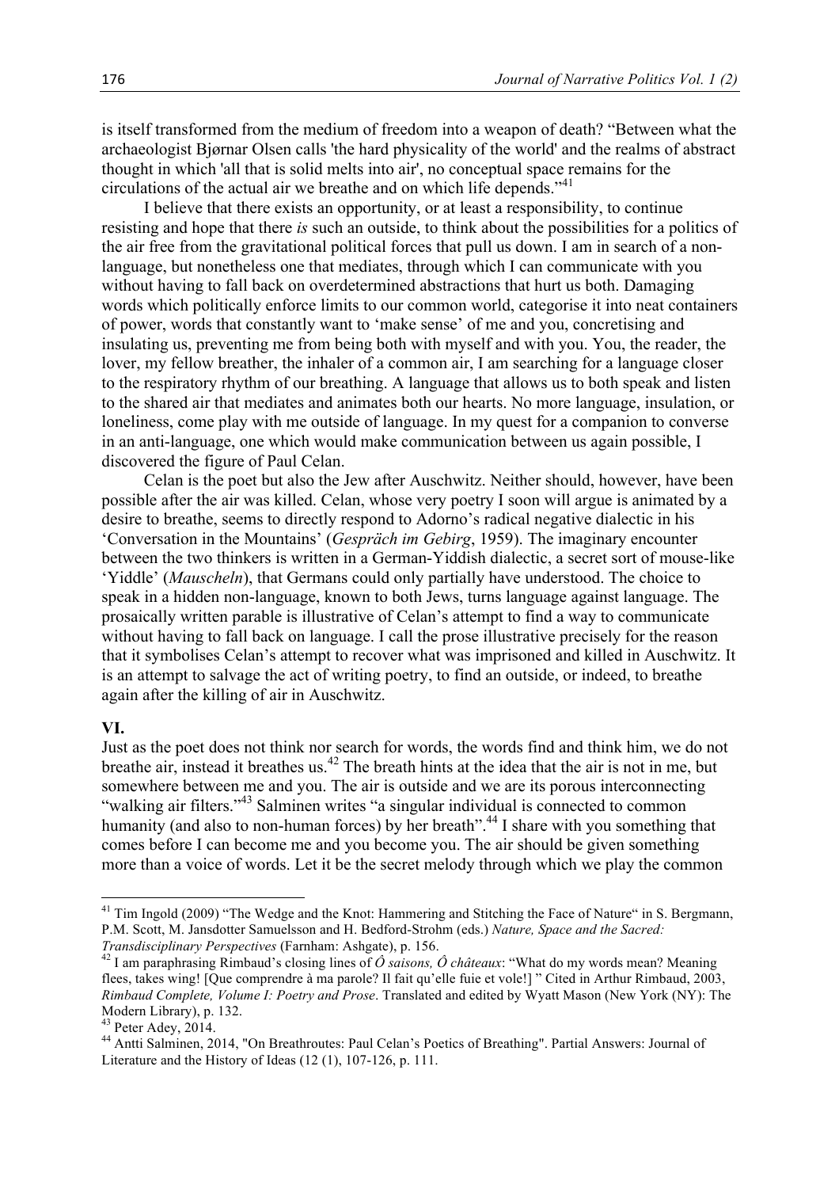is itself transformed from the medium of freedom into a weapon of death? "Between what the archaeologist Bjørnar Olsen calls 'the hard physicality of the world' and the realms of abstract thought in which 'all that is solid melts into air', no conceptual space remains for the circulations of the actual air we breathe and on which life depends."[41]

I believe that there exists an opportunity, or at least a responsibility, to continue resisting and hope that there *is* such an outside, to think about the possibilities for a politics of the air free from the gravitational political forces that pull us down. I am in search of a non-language, but nonetheless one that mediates, through which I can communicate with you without having to fall back on overdetermined abstractions that hurt us both. Damaging words which politically enforce limits to our common world, categorise it into neat containers of power, words that constantly want to 'make sense' of me and you, concretising and insulating us, preventing me from being both with myself and with you. You, the reader, the lover, my fellow breather, the inhaler of a common air, I am searching for a language closer to the respiratory rhythm of our breathing. A language that allows us to both speak and listen to the shared air that mediates and animates both our hearts. No more language, insulation, or loneliness, come play with me outside of language. In my quest for a companion to converse in an anti-language, one which would make communication between us again possible, I discovered the figure of Paul Celan.

Celan is the poet but also the Jew after Auschwitz. Neither should, however, have been possible after the air was killed. Celan, whose very poetry I soon will argue is animated by a desire to breathe, seems to directly respond to Adorno's radical negative dialectic in his 'Conversation in the Mountains' (*Gespräch im Gebirg*, 1959). The imaginary encounter between the two thinkers is written in a German-Yiddish dialectic, a secret sort of mouse-like 'Yiddle' (*Mauscheln*), that Germans could only partially have understood. The choice to speak in a hidden non-language, known to both Jews, turns language against language. The prosaically written parable is illustrative of Celan's attempt to find a way to communicate without having to fall back on language. I call the prose illustrative precisely for the reason that it symbolises Celan's attempt to recover what was imprisoned and killed in Auschwitz. It is an attempt to salvage the act of writing poetry, to find an outside, or indeed, to breathe again after the killing of air in Auschwitz.

## VI.

Just as the poet does not think nor search for words, the words find and think him, we do not breathe air, instead it breathes us.[42] The breath hints at the idea that the air is not in me, but somewhere between me and you. The air is outside and we are its porous interconnecting "walking air filters."[43] Salminen writes "a singular individual is connected to common humanity (and also to non-human forces) by her breath".[44] I share with you something that comes before I can become me and you become you. The air should be given something more than a voice of words. Let it be the secret melody through which we play the common

---

[41] Tim Ingold (2009) "The Wedge and the Knot: Hammering and Stitching the Face of Nature" in S. Bergmann, P.M. Scott, M. Jansdotter Samuelsson and H. Bedford-Strohm (eds.) *Nature, Space and the Sacred: Transdisciplinary Perspectives* (Farnham: Ashgate), p. 156.

[42] I am paraphrasing Rimbaud's closing lines of *Ô saisons, Ô châteaux*: "What do my words mean? Meaning flees, takes wing! [Que comprendre à ma parole? Il fait qu'elle fuie et vole!] " Cited in Arthur Rimbaud, 2003, *Rimbaud Complete, Volume I: Poetry and Prose*. Translated and edited by Wyatt Mason (New York (NY): The Modern Library), p. 132.

[43] Peter Adey, 2014.

[44] Antti Salminen, 2014, "On Breathroutes: Paul Celan's Poetics of Breathing". Partial Answers: Journal of Literature and the History of Ideas (12 (1), 107-126, p. 111.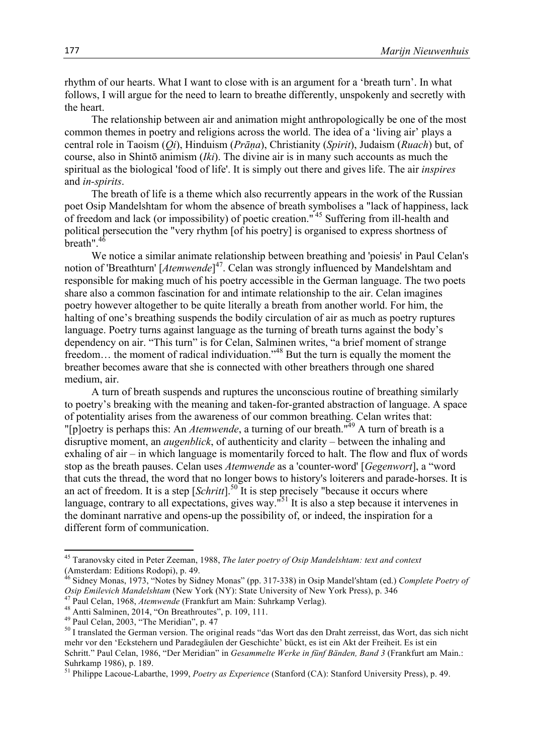rhythm of our hearts. What I want to close with is an argument for a 'breath turn'. In what follows, I will argue for the need to learn to breathe differently, unspokenly and secretly with the heart.

The relationship between air and animation might anthropologically be one of the most common themes in poetry and religions across the world. The idea of a 'living air' plays a central role in Taoism (*Qi*), Hinduism (*Prāṇa*), Christianity (*Spirit*), Judaism (*Ruach*) but, of course, also in Shintō animism (*Iki*). The divine air is in many such accounts as much the spiritual as the biological 'food of life'. It is simply out there and gives life. The air *inspires* and *in-spirits*.

The breath of life is a theme which also recurrently appears in the work of the Russian poet Osip Mandelshtam for whom the absence of breath symbolises a "lack of happiness, lack of freedom and lack (or impossibility) of poetic creation."[45] Suffering from ill-health and political persecution the "very rhythm [of his poetry] is organised to express shortness of breath".[46]

We notice a similar animate relationship between breathing and 'poiesis' in Paul Celan's notion of 'Breathturn' [*Atemwende*][47]. Celan was strongly influenced by Mandelshtam and responsible for making much of his poetry accessible in the German language. The two poets share also a common fascination for and intimate relationship to the air. Celan imagines poetry however altogether to be quite literally a breath from another world. For him, the halting of one's breathing suspends the bodily circulation of air as much as poetry ruptures language. Poetry turns against language as the turning of breath turns against the body's dependency on air. "This turn" is for Celan, Salminen writes, "a brief moment of strange freedom… the moment of radical individuation."[48] But the turn is equally the moment the breather becomes aware that she is connected with other breathers through one shared medium, air.

A turn of breath suspends and ruptures the unconscious routine of breathing similarly to poetry's breaking with the meaning and taken-for-granted abstraction of language. A space of potentiality arises from the awareness of our common breathing. Celan writes that: "[p]oetry is perhaps this: An *Atemwende*, a turning of our breath."[49] A turn of breath is a disruptive moment, an *augenblick*, of authenticity and clarity – between the inhaling and exhaling of air – in which language is momentarily forced to halt. The flow and flux of words stop as the breath pauses. Celan uses *Atemwende* as a 'counter-word' [*Gegenwort*], a "word that cuts the thread, the word that no longer bows to history's loiterers and parade-horses. It is an act of freedom. It is a step [*Schritt*].[50] It is step precisely "because it occurs where language, contrary to all expectations, gives way."[51] It is also a step because it intervenes in the dominant narrative and opens-up the possibility of, or indeed, the inspiration for a different form of communication.

---

[45] Taranovsky cited in Peter Zeeman, 1988, *The later poetry of Osip Mandelshtam: text and context* (Amsterdam: Editions Rodopi), p. 49.

[46] Sidney Monas, 1973, "Notes by Sidney Monas" (pp. 317-338) in Osip Mandel′shtam (ed.) *Complete Poetry of Osip Emilevich Mandelshtam* (New York (NY): State University of New York Press), p. 346

[47] Paul Celan, 1968, *Atemwende* (Frankfurt am Main: Suhrkamp Verlag).

[48] Antti Salminen, 2014, "On Breathroutes", p. 109, 111.

[49] Paul Celan, 2003, "The Meridian", p. 47

[50] I translated the German version. The original reads "das Wort das den Draht zerreisst, das Wort, das sich nicht mehr vor den 'Eckstehern und Paradegäulen der Geschichte' bückt, es ist ein Akt der Freiheit. Es ist ein Schritt." Paul Celan, 1986, "Der Meridian" in *Gesammelte Werke in fünf Bänden, Band 3* (Frankfurt am Main.: Suhrkamp 1986), p. 189.

[51] Philippe Lacoue-Labarthe, 1999, *Poetry as Experience* (Stanford (CA): Stanford University Press), p. 49.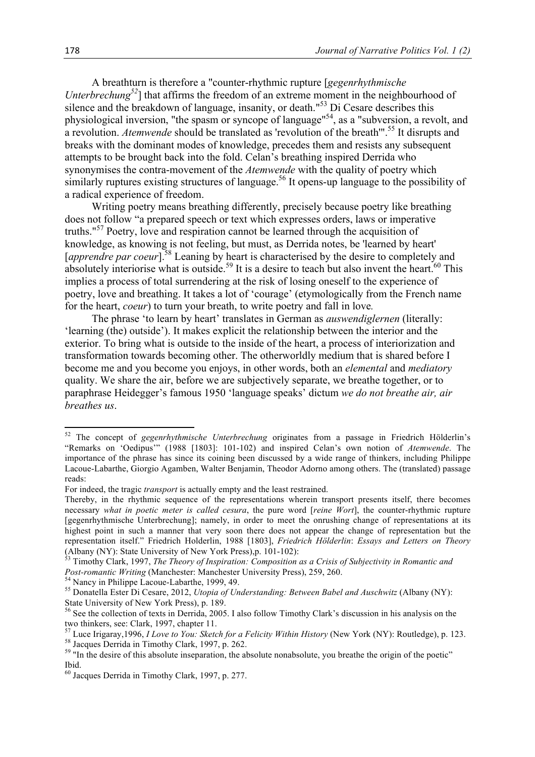A breathturn is therefore a "counter-rhythmic rupture [*gegenrhythmische Unterbrechung*[52]] that affirms the freedom of an extreme moment in the neighbourhood of silence and the breakdown of language, insanity, or death."[53] Di Cesare describes this physiological inversion, "the spasm or syncope of language"[54], as a "subversion, a revolt, and a revolution. *Atemwende* should be translated as 'revolution of the breath'".[55] It disrupts and breaks with the dominant modes of knowledge, precedes them and resists any subsequent attempts to be brought back into the fold. Celan's breathing inspired Derrida who synonymises the contra-movement of the *Atemwende* with the quality of poetry which similarly ruptures existing structures of language.[56] It opens-up language to the possibility of a radical experience of freedom.

Writing poetry means breathing differently, precisely because poetry like breathing does not follow "a prepared speech or text which expresses orders, laws or imperative truths."[57] Poetry, love and respiration cannot be learned through the acquisition of knowledge, as knowing is not feeling, but must, as Derrida notes, be 'learned by heart' [*apprendre par coeur*].[58] Leaning by heart is characterised by the desire to completely and absolutely interiorise what is outside.[59] It is a desire to teach but also invent the heart.[60] This implies a process of total surrendering at the risk of losing oneself to the experience of poetry, love and breathing. It takes a lot of 'courage' (etymologically from the French name for the heart, *coeur*) to turn your breath, to write poetry and fall in love.

The phrase 'to learn by heart' translates in German as *auswendiglernen* (literally: 'learning (the) outside'). It makes explicit the relationship between the interior and the exterior. To bring what is outside to the inside of the heart, a process of interiorization and transformation towards becoming other. The otherworldly medium that is shared before I become me and you become you enjoys, in other words, both an *elemental* and *mediatory* quality. We share the air, before we are subjectively separate, we breathe together, or to paraphrase Heidegger's famous 1950 'language speaks' dictum *we do not breathe air, air breathes us*.

---

[52] The concept of *gegenrhythmische Unterbrechung* originates from a passage in Friedrich Hölderlin's "Remarks on 'Oedipus'" (1988 [1803]: 101-102) and inspired Celan's own notion of *Atemwende*. The importance of the phrase has since its coining been discussed by a wide range of thinkers, including Philippe Lacoue-Labarthe, Giorgio Agamben, Walter Benjamin, Theodor Adorno among others. The (translated) passage reads:

For indeed, the tragic *transport* is actually empty and the least restrained.

Thereby, in the rhythmic sequence of the representations wherein transport presents itself, there becomes necessary *what in poetic meter is called cesura*, the pure word [*reine Wort*], the counter-rhythmic rupture [gegenrhythmische Unterbrechung]; namely, in order to meet the onrushing change of representations at its highest point in such a manner that very soon there does not appear the change of representation but the representation itself." Friedrich Holderlin, 1988 [1803], *Friedrich Hölderlin*: *Essays and Letters on Theory* (Albany (NY): State University of New York Press),p. 101-102):

[53] Timothy Clark, 1997, *The Theory of Inspiration: Composition as a Crisis of Subjectivity in Romantic and Post-romantic Writing* (Manchester: Manchester University Press), 259, 260.

[54] Nancy in Philippe Lacoue-Labarthe, 1999, 49.

[55] Donatella Ester Di Cesare, 2012, *Utopia of Understanding: Between Babel and Auschwitz* (Albany (NY): State University of New York Press), p. 189.

[56] See the collection of texts in Derrida, 2005. I also follow Timothy Clark's discussion in his analysis on the two thinkers, see: Clark, 1997, chapter 11.

[57] Luce Irigaray,1996, *I Love to You: Sketch for a Felicity Within History* (New York (NY): Routledge), p. 123.

[58] Jacques Derrida in Timothy Clark, 1997, p. 262.

[59] "In the desire of this absolute inseparation, the absolute nonabsolute, you breathe the origin of the poetic" Ibid.

[60] Jacques Derrida in Timothy Clark, 1997, p. 277.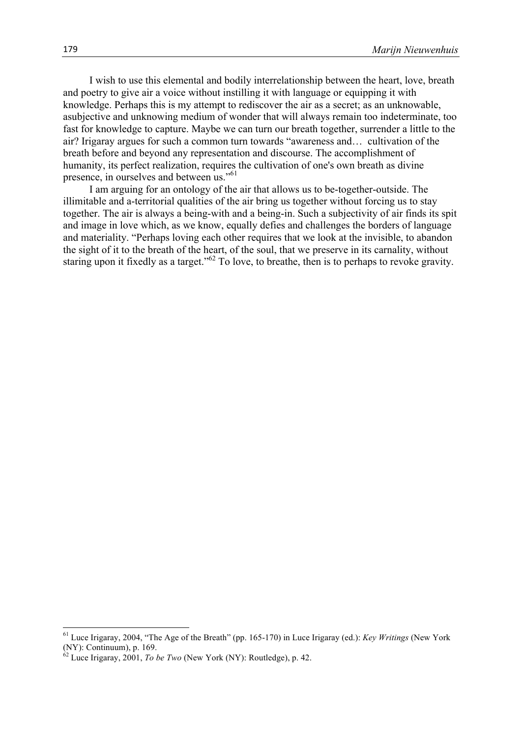I wish to use this elemental and bodily interrelationship between the heart, love, breath and poetry to give air a voice without instilling it with language or equipping it with knowledge. Perhaps this is my attempt to rediscover the air as a secret; as an unknowable, asubjective and unknowing medium of wonder that will always remain too indeterminate, too fast for knowledge to capture. Maybe we can turn our breath together, surrender a little to the air? Irigaray argues for such a common turn towards "awareness and… cultivation of the breath before and beyond any representation and discourse. The accomplishment of humanity, its perfect realization, requires the cultivation of one's own breath as divine presence, in ourselves and between us."[61]

I am arguing for an ontology of the air that allows us to be-together-outside. The illimitable and a-territorial qualities of the air bring us together without forcing us to stay together. The air is always a being-with and a being-in. Such a subjectivity of air finds its spit and image in love which, as we know, equally defies and challenges the borders of language and materiality. "Perhaps loving each other requires that we look at the invisible, to abandon the sight of it to the breath of the heart, of the soul, that we preserve in its carnality, without staring upon it fixedly as a target."[62] To love, to breathe, then is to perhaps to revoke gravity.

---

[61] Luce Irigaray, 2004, "The Age of the Breath" (pp. 165-170) in Luce Irigaray (ed.): *Key Writings* (New York (NY): Continuum), p. 169.

[62] Luce Irigaray, 2001, *To be Two* (New York (NY): Routledge), p. 42.